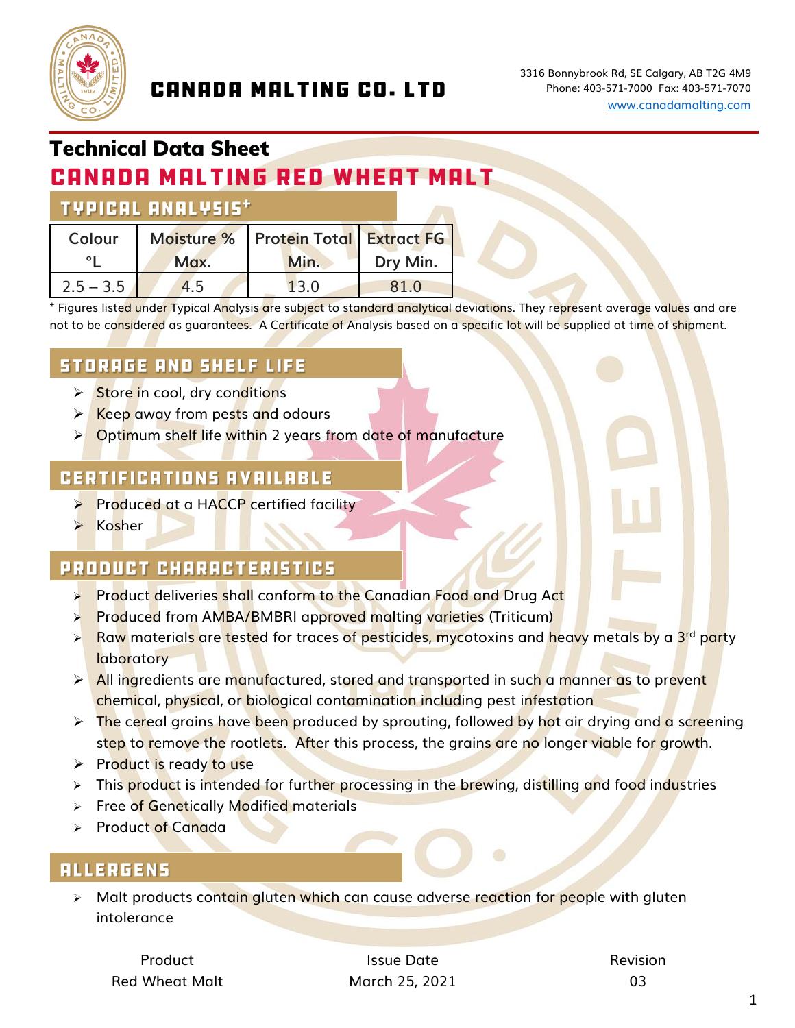# CANADA MALTING CO. LTD

3316 Bonnybrook Rd, SE Calgary, AB T2G 4M9
Phone: 403-571-7000 Fax: 403-571-7070
www.canadamalting.com

## Technical Data Sheet

# CANADA MALTING RED WHEAT MALT

## TYPICAL ANALYSIS⁺

| Colour °L | Moisture % Max. | Protein Total Min. | Extract FG Dry Min. |
|---|---|---|---|
| 2.5 – 3.5 | 4.5 | 13.0 | 81.0 |

⁺ Figures listed under Typical Analysis are subject to standard analytical deviations. They represent average values and are not to be considered as guarantees. A Certificate of Analysis based on a specific lot will be supplied at time of shipment.

## STORAGE AND SHELF LIFE

- Store in cool, dry conditions
- Keep away from pests and odours
- Optimum shelf life within 2 years from date of manufacture

## CERTIFICATIONS AVAILABLE

- Produced at a HACCP certified facility
- Kosher

## PRODUCT CHARACTERISTICS

- Product deliveries shall conform to the Canadian Food and Drug Act
- Produced from AMBA/BMBRI approved malting varieties (Triticum)
- Raw materials are tested for traces of pesticides, mycotoxins and heavy metals by a 3rd party laboratory
- All ingredients are manufactured, stored and transported in such a manner as to prevent chemical, physical, or biological contamination including pest infestation
- The cereal grains have been produced by sprouting, followed by hot air drying and a screening step to remove the rootlets. After this process, the grains are no longer viable for growth.
- Product is ready to use
- This product is intended for further processing in the brewing, distilling and food industries
- Free of Genetically Modified materials
- Product of Canada

## ALLERGENS

- Malt products contain gluten which can cause adverse reaction for people with gluten intolerance

| Product | Issue Date | Revision |
|---|---|---|
| Red Wheat Malt | March 25, 2021 | 03 |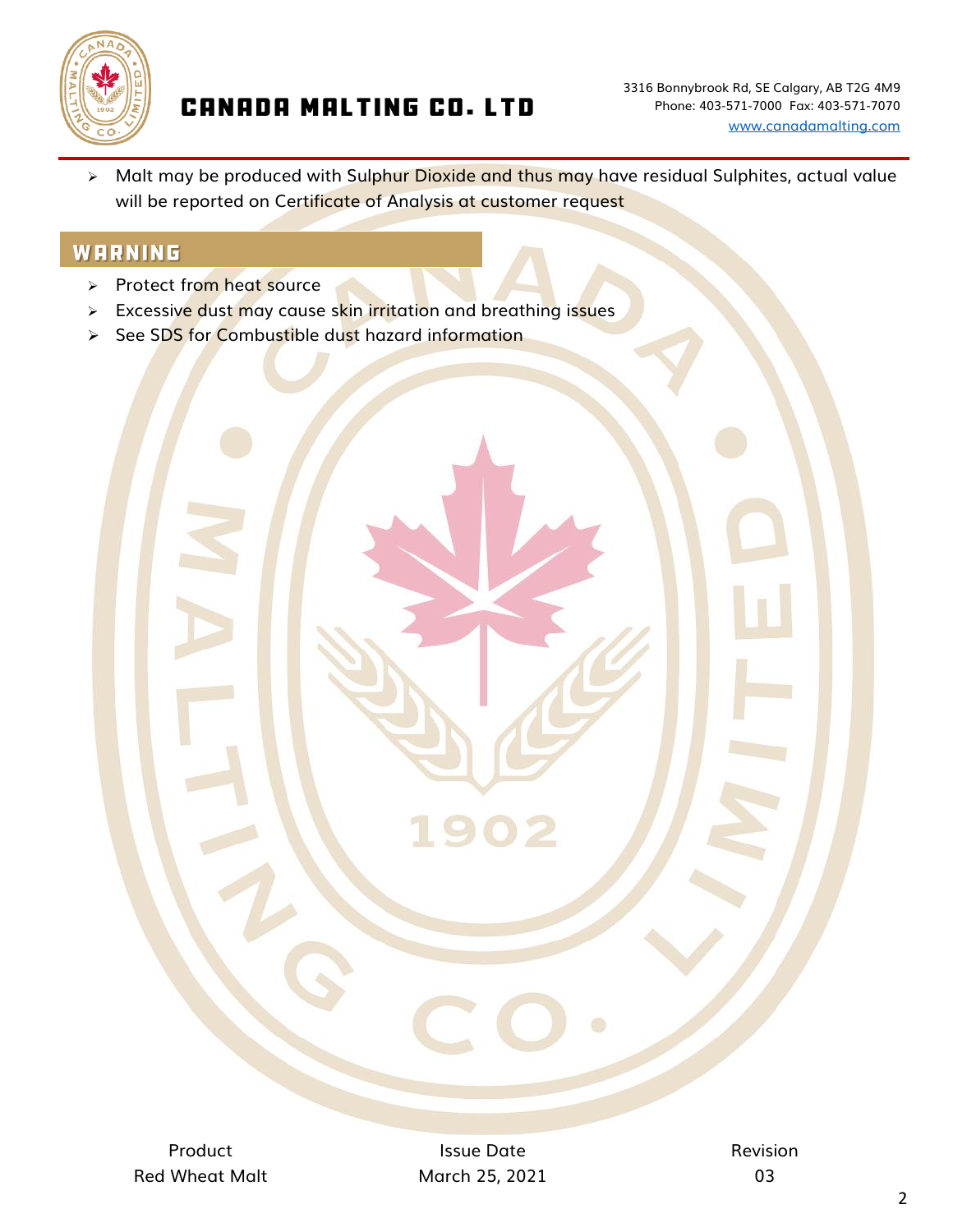- Malt may be produced with Sulphur Dioxide and thus may have residual Sulphites, actual value will be reported on Certificate of Analysis at customer request

## WARNING

- Protect from heat source
- Excessive dust may cause skin irritation and breathing issues
- See SDS for Combustible dust hazard information

| Product | Issue Date | Revision |
|---|---|---|
| Red Wheat Malt | March 25, 2021 | 03 |